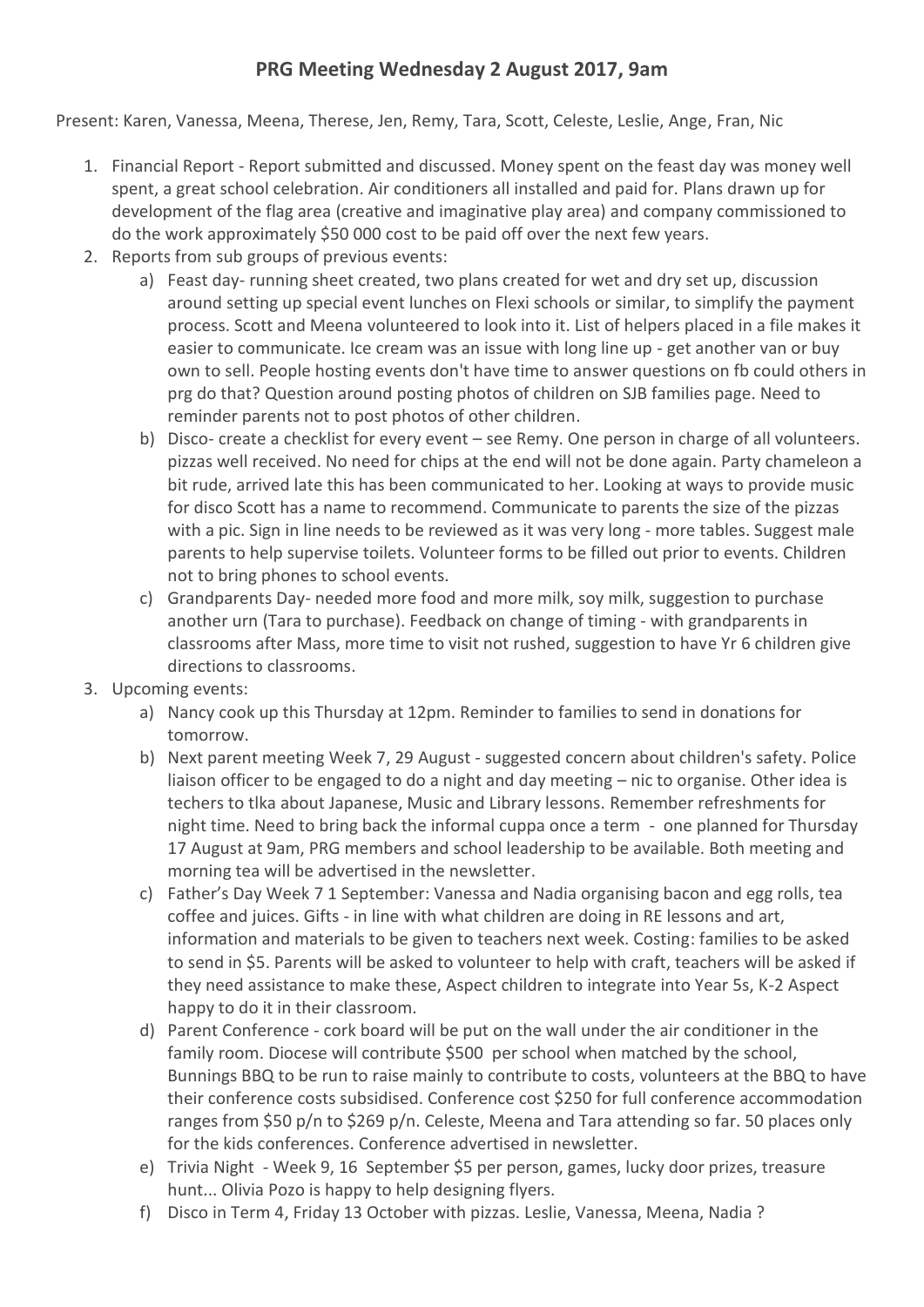# PRG Meeting Wednesday 2 August 2017, 9am

Present: Karen, Vanessa, Meena, Therese, Jen, Remy, Tara, Scott, Celeste, Leslie, Ange, Fran, Nic

1. Financial Report - Report submitted and discussed. Money spent on the feast day was money well spent, a great school celebration. Air conditioners all installed and paid for. Plans drawn up for development of the flag area (creative and imaginative play area) and company commissioned to do the work approximately $50 000 cost to be paid off over the next few years.
2. Reports from sub groups of previous events:
   a) Feast day- running sheet created, two plans created for wet and dry set up, discussion around setting up special event lunches on Flexi schools or similar, to simplify the payment process. Scott and Meena volunteered to look into it. List of helpers placed in a file makes it easier to communicate. Ice cream was an issue with long line up - get another van or buy own to sell. People hosting events don't have time to answer questions on fb could others in prg do that? Question around posting photos of children on SJB families page. Need to reminder parents not to post photos of other children.
   b) Disco- create a checklist for every event – see Remy. One person in charge of all volunteers. pizzas well received. No need for chips at the end will not be done again. Party chameleon a bit rude, arrived late this has been communicated to her. Looking at ways to provide music for disco Scott has a name to recommend. Communicate to parents the size of the pizzas with a pic. Sign in line needs to be reviewed as it was very long - more tables. Suggest male parents to help supervise toilets. Volunteer forms to be filled out prior to events. Children not to bring phones to school events.
   c) Grandparents Day- needed more food and more milk, soy milk, suggestion to purchase another urn (Tara to purchase). Feedback on change of timing - with grandparents in classrooms after Mass, more time to visit not rushed, suggestion to have Yr 6 children give directions to classrooms.
3. Upcoming events:
   a) Nancy cook up this Thursday at 12pm. Reminder to families to send in donations for tomorrow.
   b) Next parent meeting Week 7, 29 August - suggested concern about children's safety. Police liaison officer to be engaged to do a night and day meeting – nic to organise. Other idea is techers to tlka about Japanese, Music and Library lessons. Remember refreshments for night time. Need to bring back the informal cuppa once a term - one planned for Thursday 17 August at 9am, PRG members and school leadership to be available. Both meeting and morning tea will be advertised in the newsletter.
   c) Father's Day Week 7 1 September: Vanessa and Nadia organising bacon and egg rolls, tea coffee and juices. Gifts - in line with what children are doing in RE lessons and art, information and materials to be given to teachers next week. Costing: families to be asked to send in $5. Parents will be asked to volunteer to help with craft, teachers will be asked if they need assistance to make these, Aspect children to integrate into Year 5s, K-2 Aspect happy to do it in their classroom.
   d) Parent Conference - cork board will be put on the wall under the air conditioner in the family room. Diocese will contribute $500 per school when matched by the school, Bunnings BBQ to be run to raise mainly to contribute to costs, volunteers at the BBQ to have their conference costs subsidised. Conference cost $250 for full conference accommodation ranges from $50 p/n to $269 p/n. Celeste, Meena and Tara attending so far. 50 places only for the kids conferences. Conference advertised in newsletter.
   e) Trivia Night - Week 9, 16 September $5 per person, games, lucky door prizes, treasure hunt... Olivia Pozo is happy to help designing flyers.
   f) Disco in Term 4, Friday 13 October with pizzas. Leslie, Vanessa, Meena, Nadia ?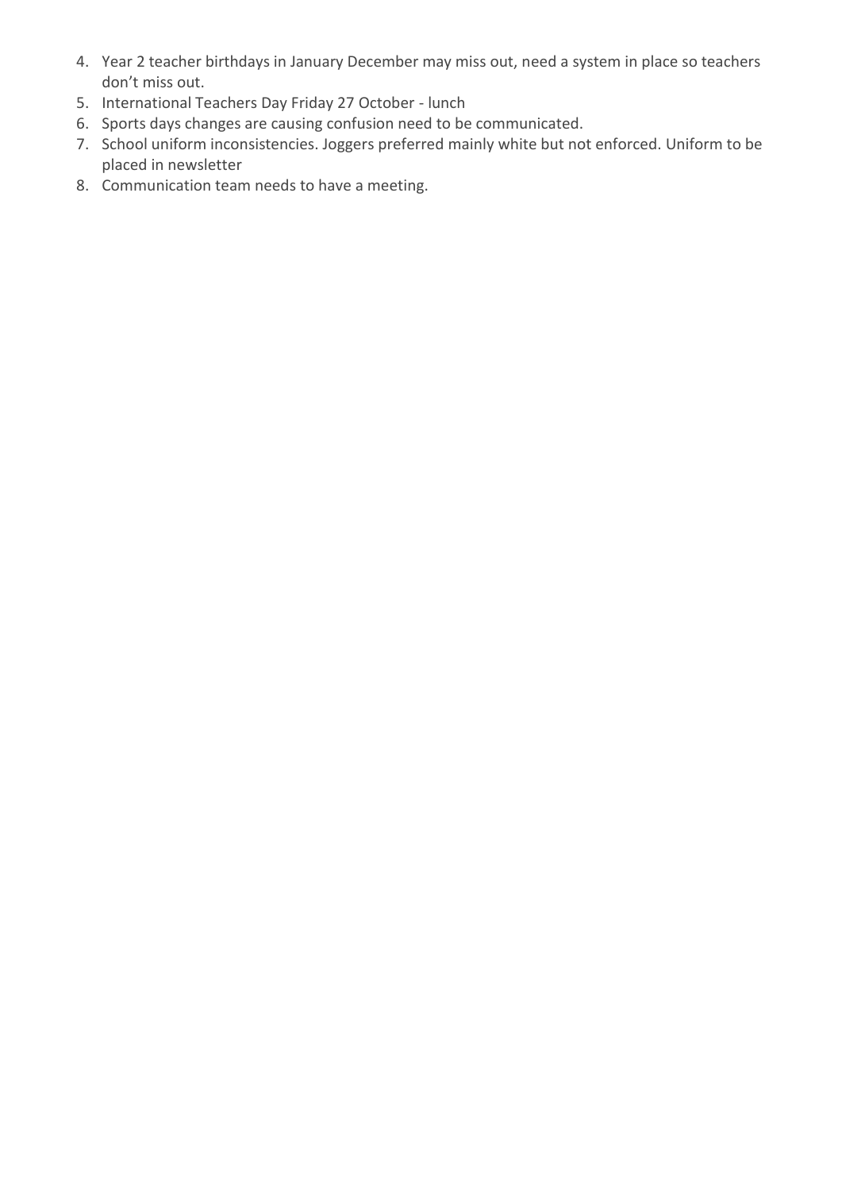4. Year 2 teacher birthdays in January December may miss out, need a system in place so teachers don't miss out.
5. International Teachers Day Friday 27 October - lunch
6. Sports days changes are causing confusion need to be communicated.
7. School uniform inconsistencies. Joggers preferred mainly white but not enforced. Uniform to be placed in newsletter
8. Communication team needs to have a meeting.